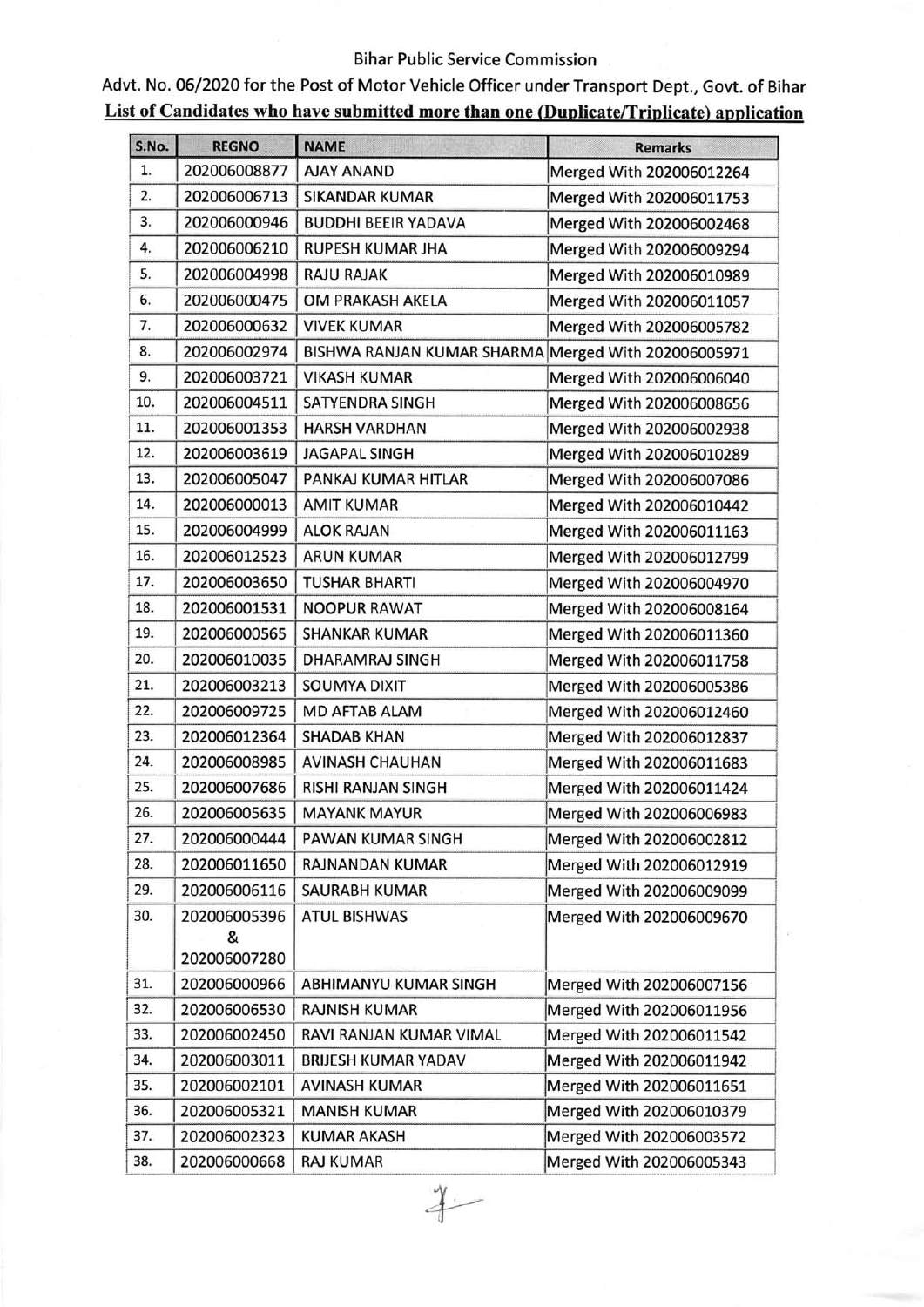Bihar Public Service Commission

Advt. No. 06/2020 for the Post of Motor Vehicle Officer under Transport Dept., Govt. of Bihar

**List of Candidates who have submitted more than one (Duplicate/Triplicate) application**

| S.No. | REGNO | NAME | Remarks |
|---|---|---|---|
| 1. | 202006008877 | AJAY ANAND | Merged With 202006012264 |
| 2. | 202006006713 | SIKANDAR KUMAR | Merged With 202006011753 |
| 3. | 202006000946 | BUDDHI BEEIR YADAVA | Merged With 202006002468 |
| 4. | 202006006210 | RUPESH KUMAR JHA | Merged With 202006009294 |
| 5. | 202006004998 | RAJU RAJAK | Merged With 202006010989 |
| 6. | 202006000475 | OM PRAKASH AKELA | Merged With 202006011057 |
| 7. | 202006000632 | VIVEK KUMAR | Merged With 202006005782 |
| 8. | 202006002974 | BISHWA RANJAN KUMAR SHARMA | Merged With 202006005971 |
| 9. | 202006003721 | VIKASH KUMAR | Merged With 202006006040 |
| 10. | 202006004511 | SATYENDRA SINGH | Merged With 202006008656 |
| 11. | 202006001353 | HARSH VARDHAN | Merged With 202006002938 |
| 12. | 202006003619 | JAGAPAL SINGH | Merged With 202006010289 |
| 13. | 202006005047 | PANKAJ KUMAR HITLAR | Merged With 202006007086 |
| 14. | 202006000013 | AMIT KUMAR | Merged With 202006010442 |
| 15. | 202006004999 | ALOK RAJAN | Merged With 202006011163 |
| 16. | 202006012523 | ARUN KUMAR | Merged With 202006012799 |
| 17. | 202006003650 | TUSHAR BHARTI | Merged With 202006004970 |
| 18. | 202006001531 | NOOPUR RAWAT | Merged With 202006008164 |
| 19. | 202006000565 | SHANKAR KUMAR | Merged With 202006011360 |
| 20. | 202006010035 | DHARAMRAJ SINGH | Merged With 202006011758 |
| 21. | 202006003213 | SOUMYA DIXIT | Merged With 202006005386 |
| 22. | 202006009725 | MD AFTAB ALAM | Merged With 202006012460 |
| 23. | 202006012364 | SHADAB KHAN | Merged With 202006012837 |
| 24. | 202006008985 | AVINASH CHAUHAN | Merged With 202006011683 |
| 25. | 202006007686 | RISHI RANJAN SINGH | Merged With 202006011424 |
| 26. | 202006005635 | MAYANK MAYUR | Merged With 202006006983 |
| 27. | 202006000444 | PAWAN KUMAR SINGH | Merged With 202006002812 |
| 28. | 202006011650 | RAJNANDAN KUMAR | Merged With 202006012919 |
| 29. | 202006006116 | SAURABH KUMAR | Merged With 202006009099 |
| 30. | 202006005396 & 202006007280 | ATUL BISHWAS | Merged With 202006009670 |
| 31. | 202006000966 | ABHIMANYU KUMAR SINGH | Merged With 202006007156 |
| 32. | 202006006530 | RAJNISH KUMAR | Merged With 202006011956 |
| 33. | 202006002450 | RAVI RANJAN KUMAR VIMAL | Merged With 202006011542 |
| 34. | 202006003011 | BRIJESH KUMAR YADAV | Merged With 202006011942 |
| 35. | 202006002101 | AVINASH KUMAR | Merged With 202006011651 |
| 36. | 202006005321 | MANISH KUMAR | Merged With 202006010379 |
| 37. | 202006002323 | KUMAR AKASH | Merged With 202006003572 |
| 38. | 202006000668 | RAJ KUMAR | Merged With 202006005343 |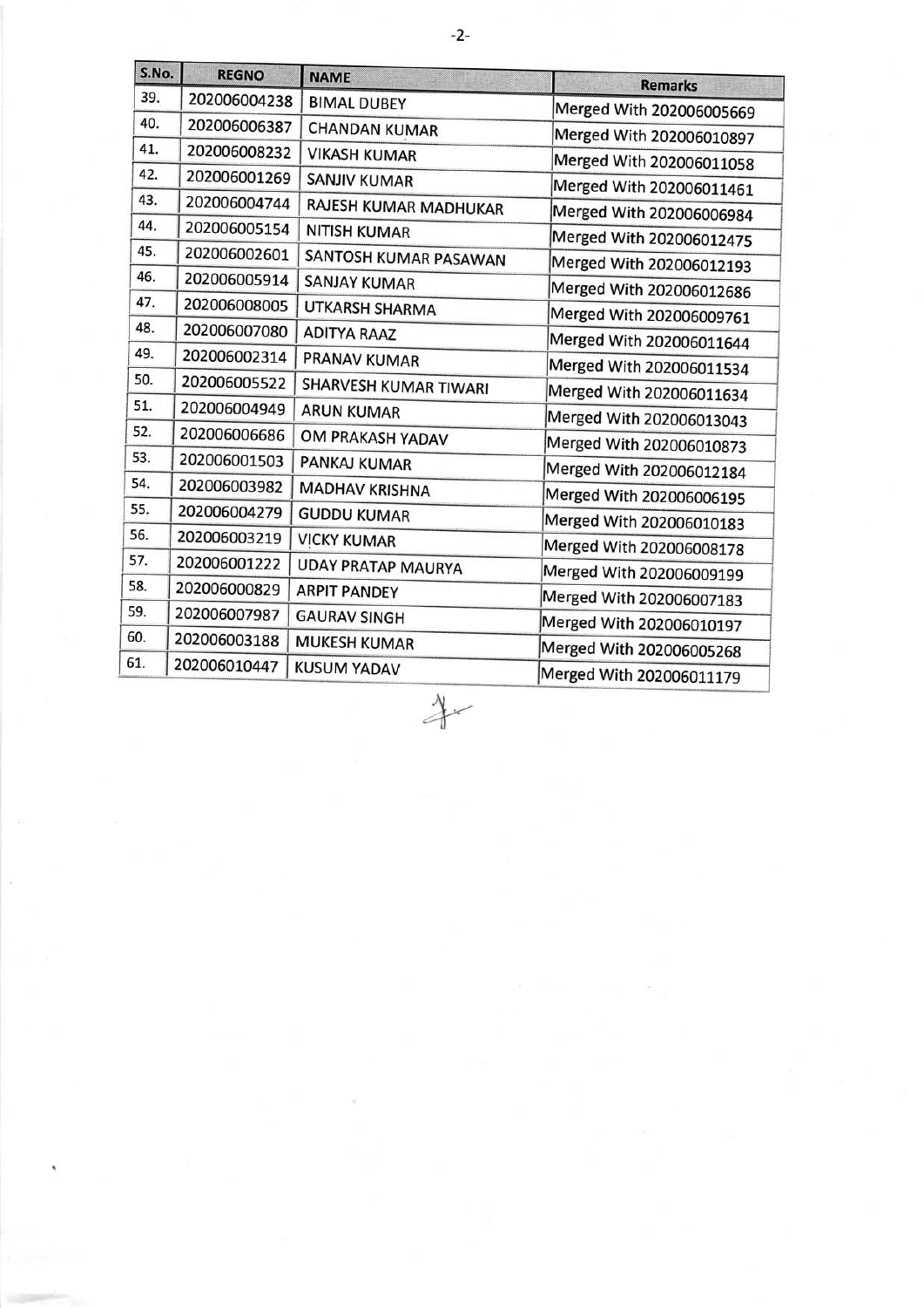| S.No. | REGNO | NAME | Remarks |
| --- | --- | --- | --- |
| 39. | 202006004238 | BIMAL DUBEY | Merged With 202006005669 |
| 40. | 202006006387 | CHANDAN KUMAR | Merged With 202006010897 |
| 41. | 202006008232 | VIKASH KUMAR | Merged With 202006011058 |
| 42. | 202006001269 | SANJIV KUMAR | Merged With 202006011461 |
| 43. | 202006004744 | RAJESH KUMAR MADHUKAR | Merged With 202006006984 |
| 44. | 202006005154 | NITISH KUMAR | Merged With 202006012475 |
| 45. | 202006002601 | SANTOSH KUMAR PASAWAN | Merged With 202006012193 |
| 46. | 202006005914 | SANJAY KUMAR | Merged With 202006012686 |
| 47. | 202006008005 | UTKARSH SHARMA | Merged With 202006009761 |
| 48. | 202006007080 | ADITYA RAAZ | Merged With 202006011644 |
| 49. | 202006002314 | PRANAV KUMAR | Merged With 202006011534 |
| 50. | 202006005522 | SHARVESH KUMAR TIWARI | Merged With 202006011634 |
| 51. | 202006004949 | ARUN KUMAR | Merged With 202006013043 |
| 52. | 202006006686 | OM PRAKASH YADAV | Merged With 202006010873 |
| 53. | 202006001503 | PANKAJ KUMAR | Merged With 202006012184 |
| 54. | 202006003982 | MADHAV KRISHNA | Merged With 202006006195 |
| 55. | 202006004279 | GUDDU KUMAR | Merged With 202006010183 |
| 56. | 202006003219 | VICKY KUMAR | Merged With 202006008178 |
| 57. | 202006001222 | UDAY PRATAP MAURYA | Merged With 202006009199 |
| 58. | 202006000829 | ARPIT PANDEY | Merged With 202006007183 |
| 59. | 202006007987 | GAURAV SINGH | Merged With 202006010197 |
| 60. | 202006003188 | MUKESH KUMAR | Merged With 202006005268 |
| 61. | 202006010447 | KUSUM YADAV | Merged With 202006011179 |